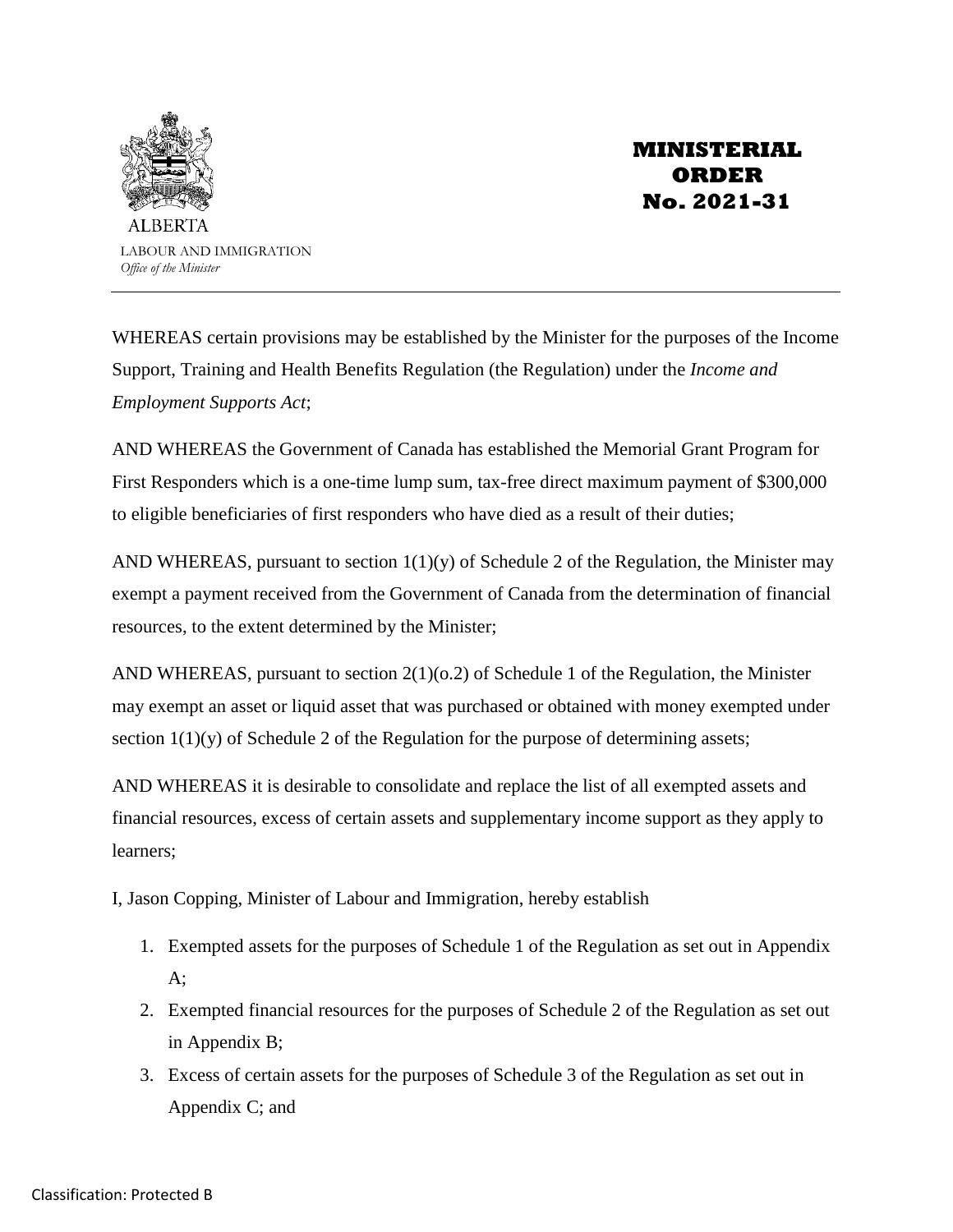ALBERTA
LABOUR AND IMMIGRATION
*Office of the Minister*

# MINISTERIAL ORDER No. 2021-31

---

WHEREAS certain provisions may be established by the Minister for the purposes of the Income Support, Training and Health Benefits Regulation (the Regulation) under the *Income and Employment Supports Act*;

AND WHEREAS the Government of Canada has established the Memorial Grant Program for First Responders which is a one-time lump sum, tax-free direct maximum payment of $300,000 to eligible beneficiaries of first responders who have died as a result of their duties;

AND WHEREAS, pursuant to section 1(1)(y) of Schedule 2 of the Regulation, the Minister may exempt a payment received from the Government of Canada from the determination of financial resources, to the extent determined by the Minister;

AND WHEREAS, pursuant to section 2(1)(o.2) of Schedule 1 of the Regulation, the Minister may exempt an asset or liquid asset that was purchased or obtained with money exempted under section 1(1)(y) of Schedule 2 of the Regulation for the purpose of determining assets;

AND WHEREAS it is desirable to consolidate and replace the list of all exempted assets and financial resources, excess of certain assets and supplementary income support as they apply to learners;

I, Jason Copping, Minister of Labour and Immigration, hereby establish

1. Exempted assets for the purposes of Schedule 1 of the Regulation as set out in Appendix A;
2. Exempted financial resources for the purposes of Schedule 2 of the Regulation as set out in Appendix B;
3. Excess of certain assets for the purposes of Schedule 3 of the Regulation as set out in Appendix C; and

Classification: Protected B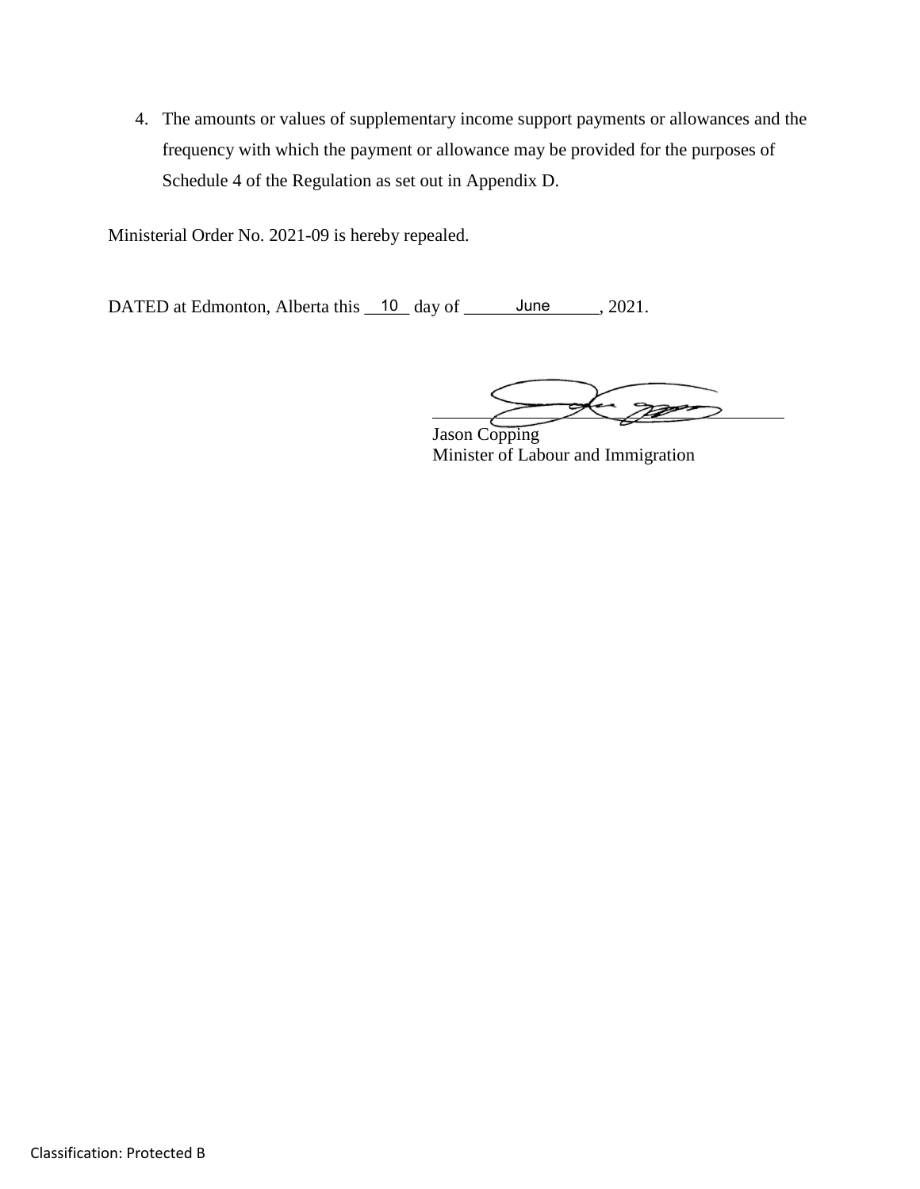4. The amounts or values of supplementary income support payments or allowances and the frequency with which the payment or allowance may be provided for the purposes of Schedule 4 of the Regulation as set out in Appendix D.

Ministerial Order No. 2021-09 is hereby repealed.

DATED at Edmonton, Alberta this 10 day of June, 2021.

Jason Copping
Minister of Labour and Immigration

Classification: Protected B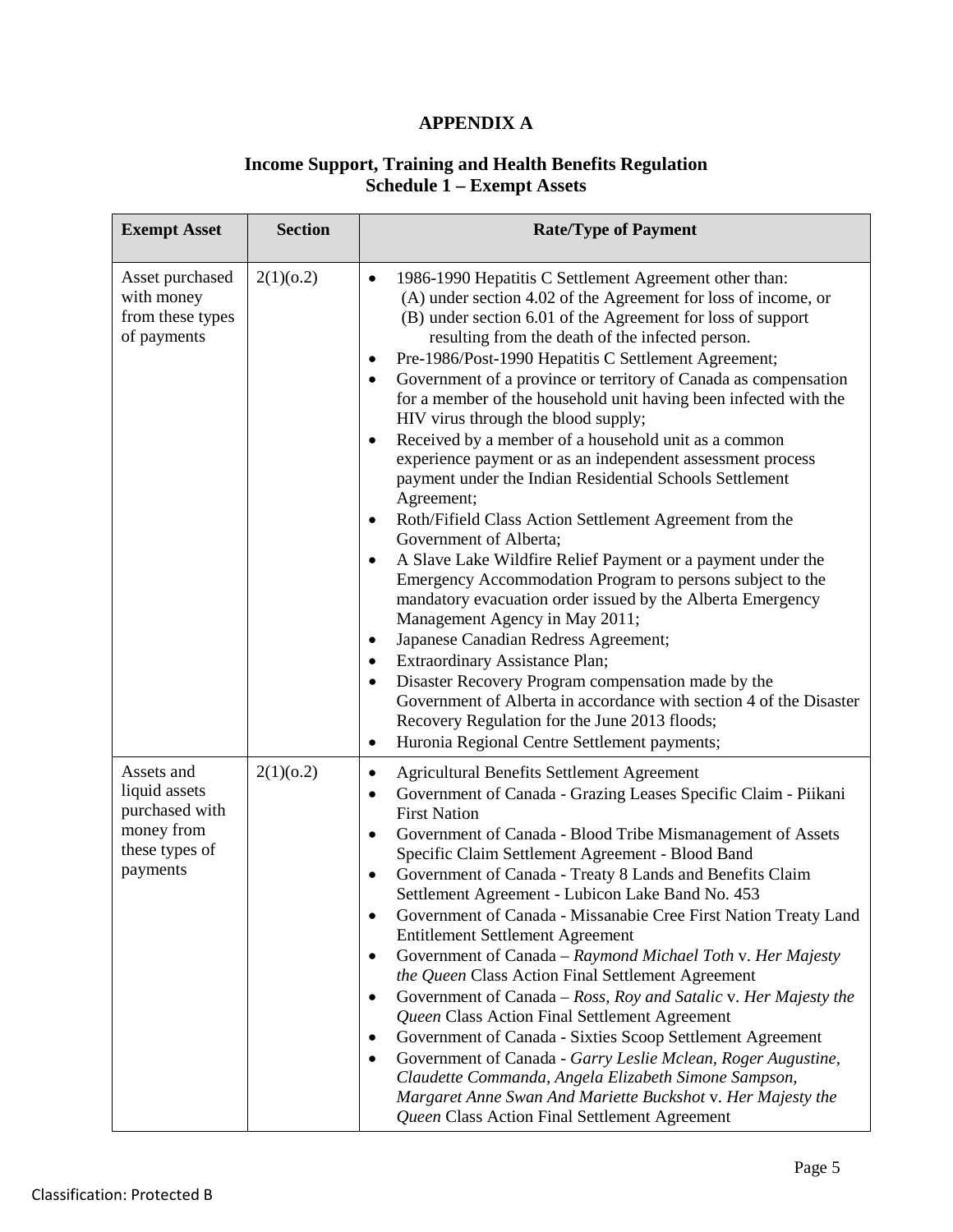# APPENDIX A

## Income Support, Training and Health Benefits Regulation
## Schedule 1 – Exempt Assets

| Exempt Asset | Section | Rate/Type of Payment |
|---|---|---|
| Asset purchased with money from these types of payments | 2(1)(o.2) | • 1986-1990 Hepatitis C Settlement Agreement other than: (A) under section 4.02 of the Agreement for loss of income, or (B) under section 6.01 of the Agreement for loss of support resulting from the death of the infected person.<br>• Pre-1986/Post-1990 Hepatitis C Settlement Agreement;<br>• Government of a province or territory of Canada as compensation for a member of the household unit having been infected with the HIV virus through the blood supply;<br>• Received by a member of a household unit as a common experience payment or as an independent assessment process payment under the Indian Residential Schools Settlement Agreement;<br>• Roth/Fifield Class Action Settlement Agreement from the Government of Alberta;<br>• A Slave Lake Wildfire Relief Payment or a payment under the Emergency Accommodation Program to persons subject to the mandatory evacuation order issued by the Alberta Emergency Management Agency in May 2011;<br>• Japanese Canadian Redress Agreement;<br>• Extraordinary Assistance Plan;<br>• Disaster Recovery Program compensation made by the Government of Alberta in accordance with section 4 of the Disaster Recovery Regulation for the June 2013 floods;<br>• Huronia Regional Centre Settlement payments; |
| Assets and liquid assets purchased with money from these types of payments | 2(1)(o.2) | • Agricultural Benefits Settlement Agreement<br>• Government of Canada - Grazing Leases Specific Claim - Piikani First Nation<br>• Government of Canada - Blood Tribe Mismanagement of Assets Specific Claim Settlement Agreement - Blood Band<br>• Government of Canada - Treaty 8 Lands and Benefits Claim Settlement Agreement - Lubicon Lake Band No. 453<br>• Government of Canada - Missanabie Cree First Nation Treaty Land Entitlement Settlement Agreement<br>• Government of Canada – *Raymond Michael Toth* v. *Her Majesty the Queen* Class Action Final Settlement Agreement<br>• Government of Canada – *Ross, Roy and Satalic* v. *Her Majesty the Queen* Class Action Final Settlement Agreement<br>• Government of Canada - Sixties Scoop Settlement Agreement<br>• Government of Canada - *Garry Leslie Mclean, Roger Augustine, Claudette Commanda, Angela Elizabeth Simone Sampson, Margaret Anne Swan And Mariette Buckshot* v. *Her Majesty the Queen* Class Action Final Settlement Agreement |

Classification: Protected B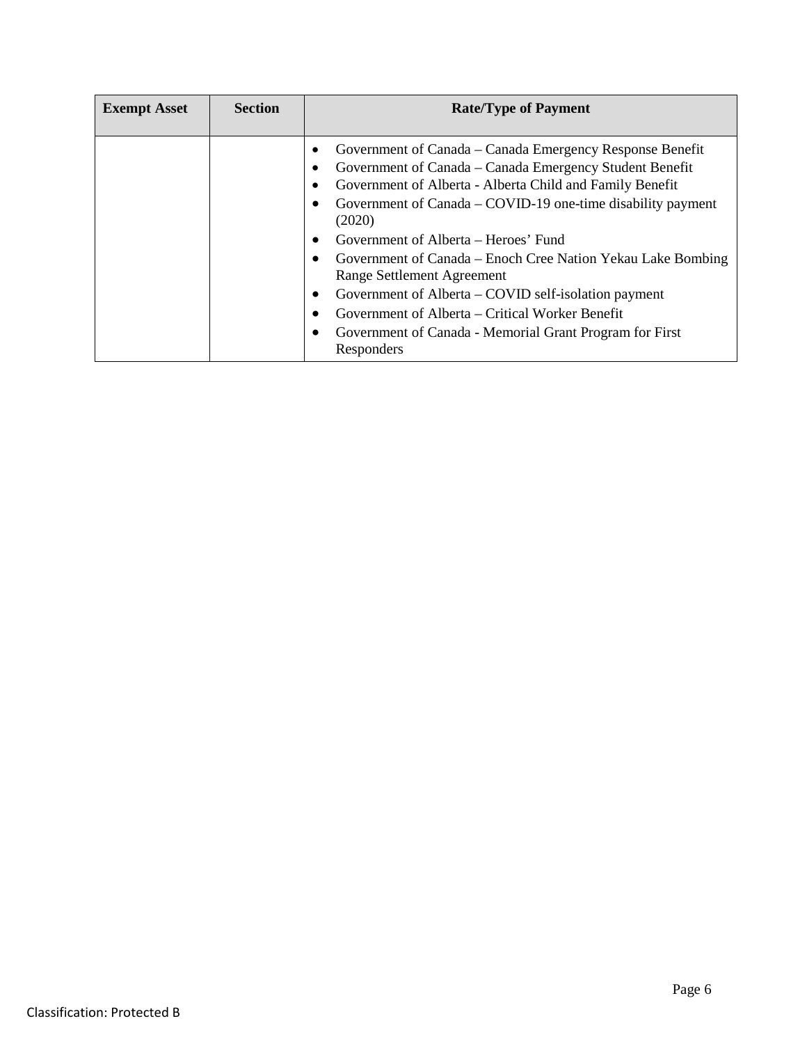| Exempt Asset | Section | Rate/Type of Payment |
|---|---|---|
| | | • Government of Canada – Canada Emergency Response Benefit<br>• Government of Canada – Canada Emergency Student Benefit<br>• Government of Alberta - Alberta Child and Family Benefit<br>• Government of Canada – COVID-19 one-time disability payment (2020)<br>• Government of Alberta – Heroes' Fund<br>• Government of Canada – Enoch Cree Nation Yekau Lake Bombing Range Settlement Agreement<br>• Government of Alberta – COVID self-isolation payment<br>• Government of Alberta – Critical Worker Benefit<br>• Government of Canada - Memorial Grant Program for First Responders |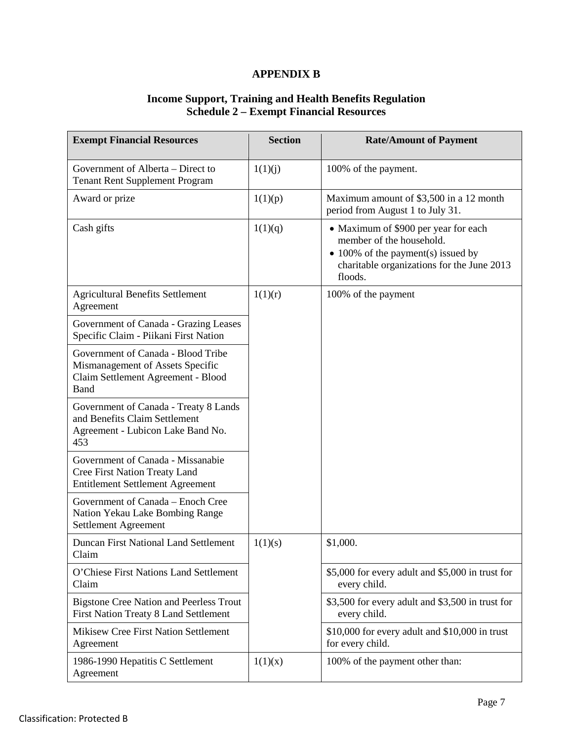# APPENDIX B

## Income Support, Training and Health Benefits Regulation
## Schedule 2 – Exempt Financial Resources

| Exempt Financial Resources | Section | Rate/Amount of Payment |
|---|---|---|
| Government of Alberta – Direct to Tenant Rent Supplement Program | 1(1)(j) | 100% of the payment. |
| Award or prize | 1(1)(p) | Maximum amount of $3,500 in a 12 month period from August 1 to July 31. |
| Cash gifts | 1(1)(q) | • Maximum of $900 per year for each member of the household.<br>• 100% of the payment(s) issued by charitable organizations for the June 2013 floods. |
| Agricultural Benefits Settlement Agreement | 1(1)(r) | 100% of the payment |
| Government of Canada - Grazing Leases Specific Claim - Piikani First Nation | | |
| Government of Canada - Blood Tribe Mismanagement of Assets Specific Claim Settlement Agreement - Blood Band | | |
| Government of Canada - Treaty 8 Lands and Benefits Claim Settlement Agreement - Lubicon Lake Band No. 453 | | |
| Government of Canada - Missanabie Cree First Nation Treaty Land Entitlement Settlement Agreement | | |
| Government of Canada – Enoch Cree Nation Yekau Lake Bombing Range Settlement Agreement | | |
| Duncan First National Land Settlement Claim | 1(1)(s) | $1,000. |
| O'Chiese First Nations Land Settlement Claim | | $5,000 for every adult and $5,000 in trust for every child. |
| Bigstone Cree Nation and Peerless Trout First Nation Treaty 8 Land Settlement | | $3,500 for every adult and $3,500 in trust for every child. |
| Mikisew Cree First Nation Settlement Agreement | | $10,000 for every adult and $10,000 in trust for every child. |
| 1986-1990 Hepatitis C Settlement Agreement | 1(1)(x) | 100% of the payment other than: |

Classification: Protected B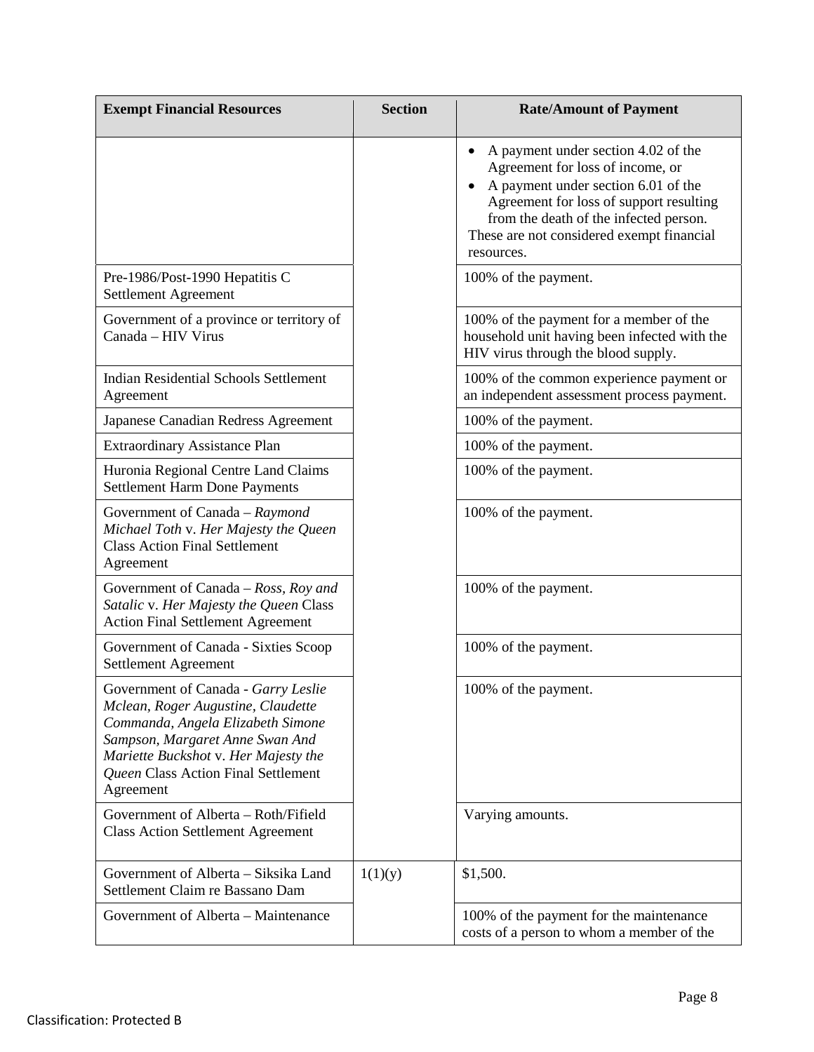| Exempt Financial Resources | Section | Rate/Amount of Payment |
|---|---|---|
| | | • A payment under section 4.02 of the Agreement for loss of income, or<br>• A payment under section 6.01 of the Agreement for loss of support resulting from the death of the infected person.<br>These are not considered exempt financial resources. |
| Pre-1986/Post-1990 Hepatitis C Settlement Agreement | | 100% of the payment. |
| Government of a province or territory of Canada – HIV Virus | | 100% of the payment for a member of the household unit having been infected with the HIV virus through the blood supply. |
| Indian Residential Schools Settlement Agreement | | 100% of the common experience payment or an independent assessment process payment. |
| Japanese Canadian Redress Agreement | | 100% of the payment. |
| Extraordinary Assistance Plan | | 100% of the payment. |
| Huronia Regional Centre Land Claims Settlement Harm Done Payments | | 100% of the payment. |
| Government of Canada – *Raymond Michael Toth* v. *Her Majesty the Queen* Class Action Final Settlement Agreement | | 100% of the payment. |
| Government of Canada – *Ross, Roy and Satalic* v. *Her Majesty the Queen* Class Action Final Settlement Agreement | | 100% of the payment. |
| Government of Canada - Sixties Scoop Settlement Agreement | | 100% of the payment. |
| Government of Canada - *Garry Leslie Mclean, Roger Augustine, Claudette Commanda, Angela Elizabeth Simone Sampson, Margaret Anne Swan And Mariette Buckshot* v. *Her Majesty the Queen* Class Action Final Settlement Agreement | | 100% of the payment. |
| Government of Alberta – Roth/Fifield Class Action Settlement Agreement | | Varying amounts. |
| Government of Alberta – Siksika Land Settlement Claim re Bassano Dam | 1(1)(y) | $1,500. |
| Government of Alberta – Maintenance | | 100% of the payment for the maintenance costs of a person to whom a member of the |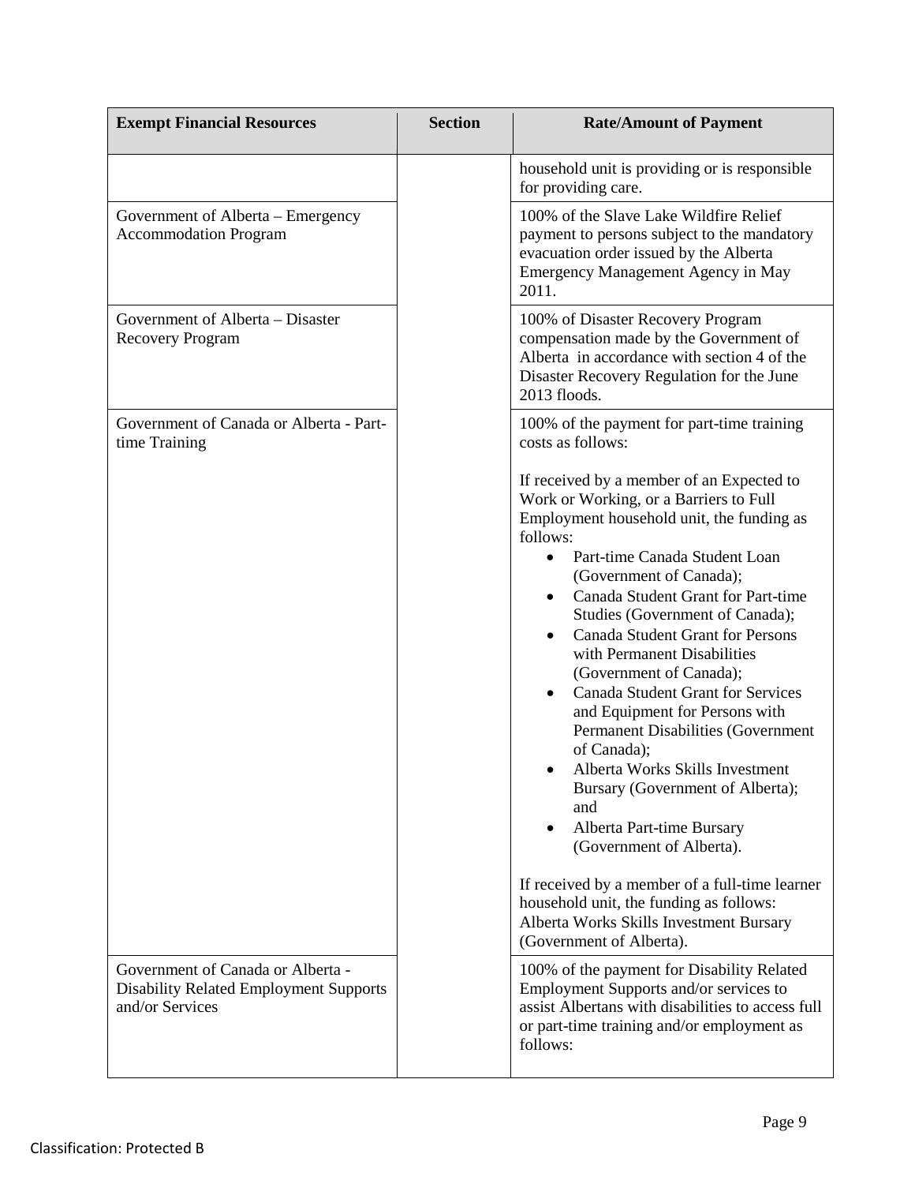| Exempt Financial Resources | Section | Rate/Amount of Payment |
| --- | --- | --- |
| | | household unit is providing or is responsible for providing care. |
| Government of Alberta – Emergency Accommodation Program | | 100% of the Slave Lake Wildfire Relief payment to persons subject to the mandatory evacuation order issued by the Alberta Emergency Management Agency in May 2011. |
| Government of Alberta – Disaster Recovery Program | | 100% of Disaster Recovery Program compensation made by the Government of Alberta in accordance with section 4 of the Disaster Recovery Regulation for the June 2013 floods. |
| Government of Canada or Alberta - Part-time Training | | 100% of the payment for part-time training costs as follows:<br><br>If received by a member of an Expected to Work or Working, or a Barriers to Full Employment household unit, the funding as follows:<br>• Part-time Canada Student Loan (Government of Canada);<br>• Canada Student Grant for Part-time Studies (Government of Canada);<br>• Canada Student Grant for Persons with Permanent Disabilities (Government of Canada);<br>• Canada Student Grant for Services and Equipment for Persons with Permanent Disabilities (Government of Canada);<br>• Alberta Works Skills Investment Bursary (Government of Alberta); and<br>• Alberta Part-time Bursary (Government of Alberta).<br><br>If received by a member of a full-time learner household unit, the funding as follows: Alberta Works Skills Investment Bursary (Government of Alberta). |
| Government of Canada or Alberta - Disability Related Employment Supports and/or Services | | 100% of the payment for Disability Related Employment Supports and/or services to assist Albertans with disabilities to access full or part-time training and/or employment as follows: |

Classification: Protected B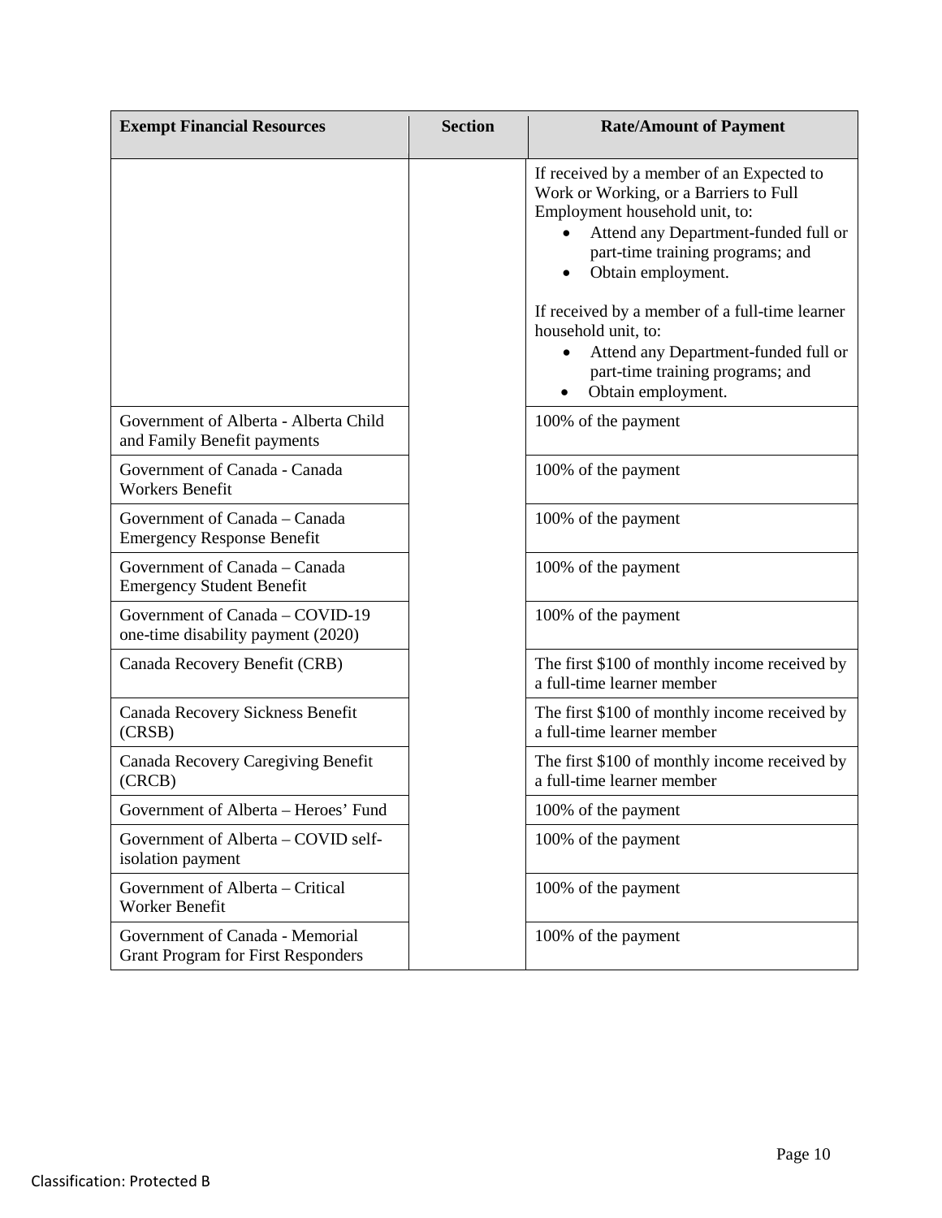| Exempt Financial Resources | Section | Rate/Amount of Payment |
|---|---|---|
| | | If received by a member of an Expected to Work or Working, or a Barriers to Full Employment household unit, to:<br>• Attend any Department-funded full or part-time training programs; and<br>• Obtain employment.<br><br>If received by a member of a full-time learner household unit, to:<br>• Attend any Department-funded full or part-time training programs; and<br>• Obtain employment. |
| Government of Alberta - Alberta Child and Family Benefit payments | | 100% of the payment |
| Government of Canada - Canada Workers Benefit | | 100% of the payment |
| Government of Canada – Canada Emergency Response Benefit | | 100% of the payment |
| Government of Canada – Canada Emergency Student Benefit | | 100% of the payment |
| Government of Canada – COVID-19 one-time disability payment (2020) | | 100% of the payment |
| Canada Recovery Benefit (CRB) | | The first $100 of monthly income received by a full-time learner member |
| Canada Recovery Sickness Benefit (CRSB) | | The first $100 of monthly income received by a full-time learner member |
| Canada Recovery Caregiving Benefit (CRCB) | | The first $100 of monthly income received by a full-time learner member |
| Government of Alberta – Heroes' Fund | | 100% of the payment |
| Government of Alberta – COVID self-isolation payment | | 100% of the payment |
| Government of Alberta – Critical Worker Benefit | | 100% of the payment |
| Government of Canada - Memorial Grant Program for First Responders | | 100% of the payment |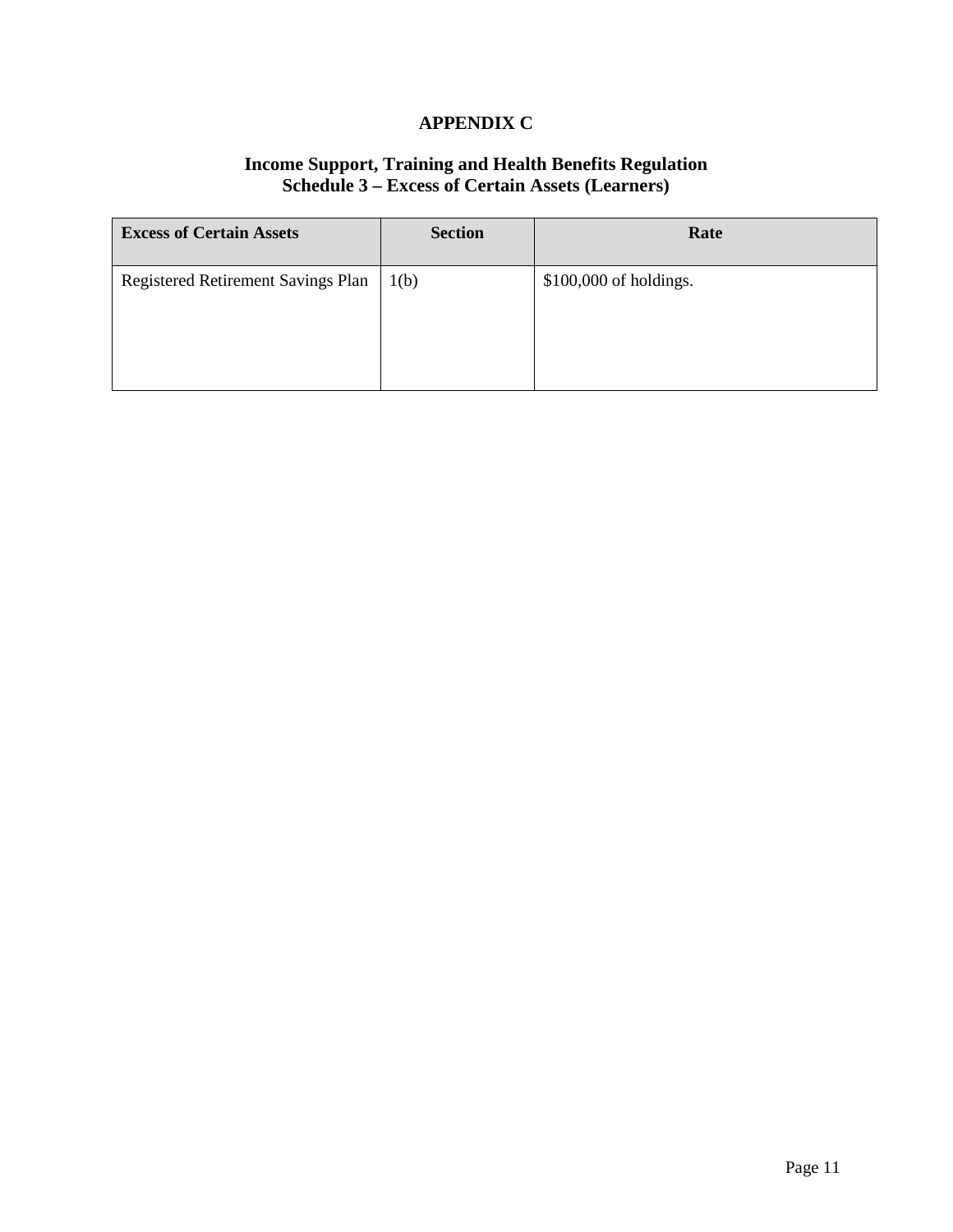# APPENDIX C

## Income Support, Training and Health Benefits Regulation
## Schedule 3 – Excess of Certain Assets (Learners)

| Excess of Certain Assets | Section | Rate |
| --- | --- | --- |
| Registered Retirement Savings Plan | 1(b) | $100,000 of holdings. |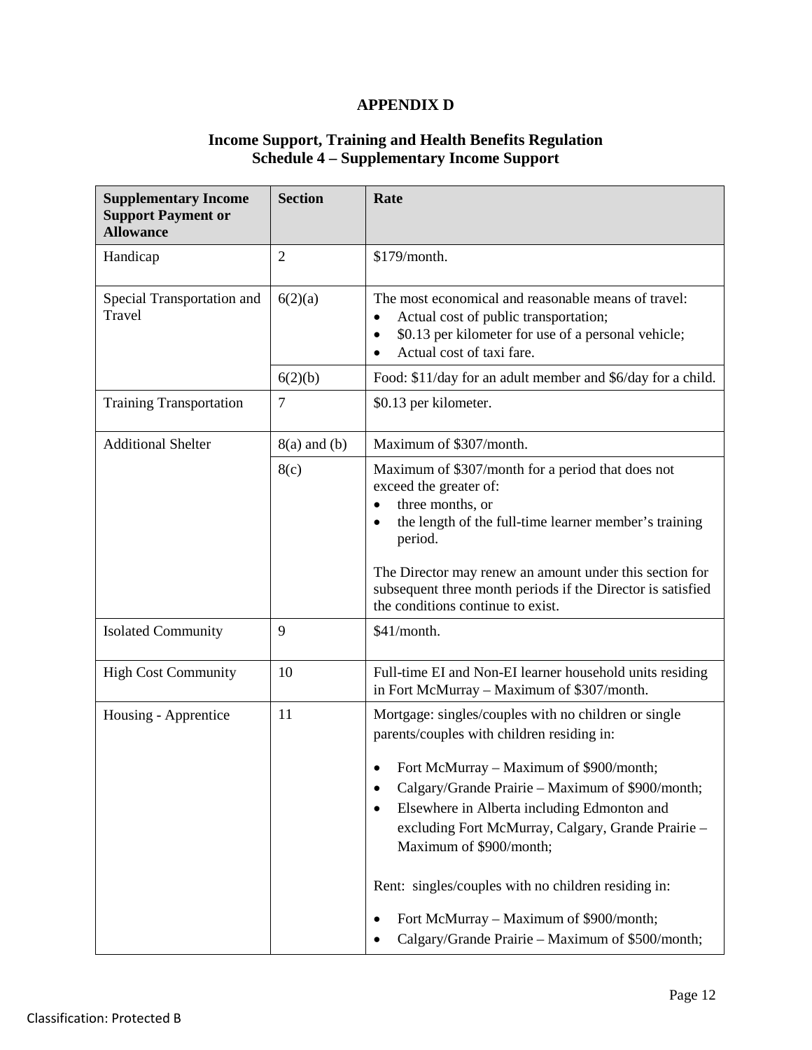**APPENDIX D**

**Income Support, Training and Health Benefits Regulation**
**Schedule 4 – Supplementary Income Support**

| Supplementary Income Support Payment or Allowance | Section | Rate |
|---|---|---|
| Handicap | 2 | $179/month. |
| Special Transportation and Travel | 6(2)(a) | The most economical and reasonable means of travel:<br>• Actual cost of public transportation;<br>• $0.13 per kilometer for use of a personal vehicle;<br>• Actual cost of taxi fare. |
| | 6(2)(b) | Food: $11/day for an adult member and $6/day for a child. |
| Training Transportation | 7 | $0.13 per kilometer. |
| Additional Shelter | 8(a) and (b) | Maximum of $307/month. |
| | 8(c) | Maximum of $307/month for a period that does not exceed the greater of:<br>• three months, or<br>• the length of the full-time learner member's training period.<br><br>The Director may renew an amount under this section for subsequent three month periods if the Director is satisfied the conditions continue to exist. |
| Isolated Community | 9 | $41/month. |
| High Cost Community | 10 | Full-time EI and Non-EI learner household units residing in Fort McMurray – Maximum of $307/month. |
| Housing - Apprentice | 11 | Mortgage: singles/couples with no children or single parents/couples with children residing in:<br><br>• Fort McMurray – Maximum of $900/month;<br>• Calgary/Grande Prairie – Maximum of $900/month;<br>• Elsewhere in Alberta including Edmonton and excluding Fort McMurray, Calgary, Grande Prairie – Maximum of $900/month;<br><br>Rent: singles/couples with no children residing in:<br><br>• Fort McMurray – Maximum of $900/month;<br>• Calgary/Grande Prairie – Maximum of $500/month; |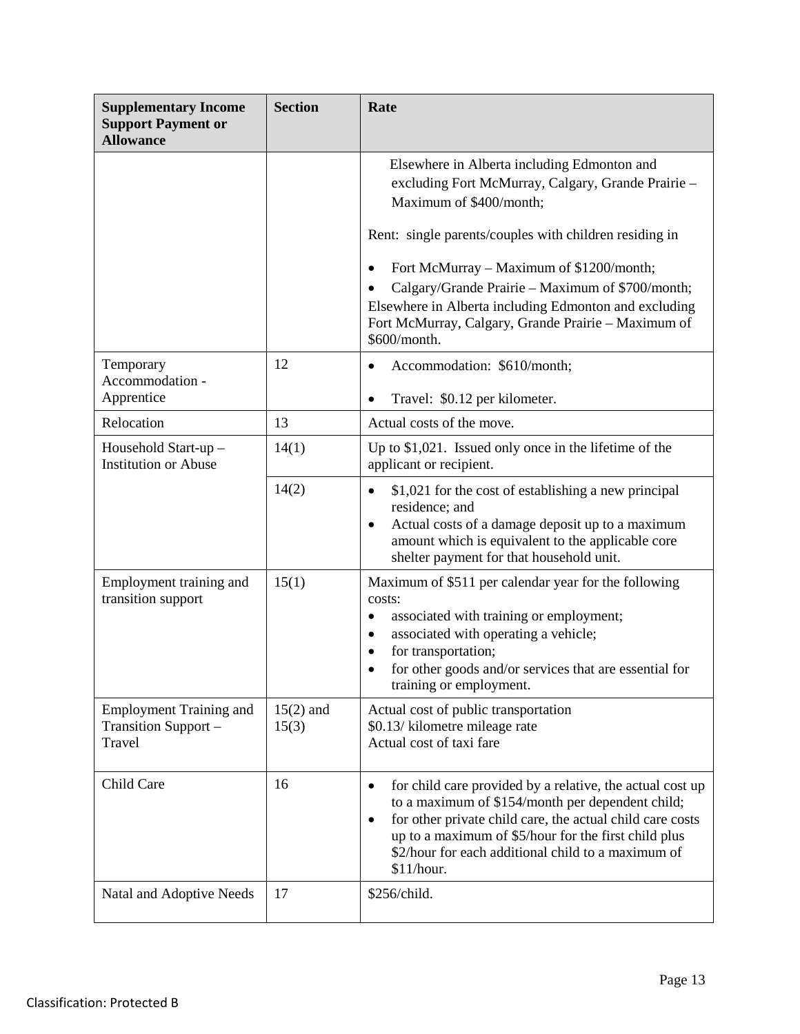| Supplementary Income Support Payment or Allowance | Section | Rate |
|---|---|---|
| | | Elsewhere in Alberta including Edmonton and excluding Fort McMurray, Calgary, Grande Prairie – Maximum of $400/month;<br><br>Rent: single parents/couples with children residing in<br><br>• Fort McMurray – Maximum of $1200/month;<br>• Calgary/Grande Prairie – Maximum of $700/month;<br>Elsewhere in Alberta including Edmonton and excluding Fort McMurray, Calgary, Grande Prairie – Maximum of $600/month. |
| Temporary Accommodation - Apprentice | 12 | • Accommodation: $610/month;<br>• Travel: $0.12 per kilometer. |
| Relocation | 13 | Actual costs of the move. |
| Household Start-up – Institution or Abuse | 14(1) | Up to $1,021. Issued only once in the lifetime of the applicant or recipient. |
| | 14(2) | • $1,021 for the cost of establishing a new principal residence; and<br>• Actual costs of a damage deposit up to a maximum amount which is equivalent to the applicable core shelter payment for that household unit. |
| Employment training and transition support | 15(1) | Maximum of $511 per calendar year for the following costs:<br>• associated with training or employment;<br>• associated with operating a vehicle;<br>• for transportation;<br>• for other goods and/or services that are essential for training or employment. |
| Employment Training and Transition Support – Travel | 15(2) and 15(3) | Actual cost of public transportation<br>$0.13/ kilometre mileage rate<br>Actual cost of taxi fare |
| Child Care | 16 | • for child care provided by a relative, the actual cost up to a maximum of $154/month per dependent child;<br>• for other private child care, the actual child care costs up to a maximum of $5/hour for the first child plus $2/hour for each additional child to a maximum of $11/hour. |
| Natal and Adoptive Needs | 17 | $256/child. |

Classification: Protected B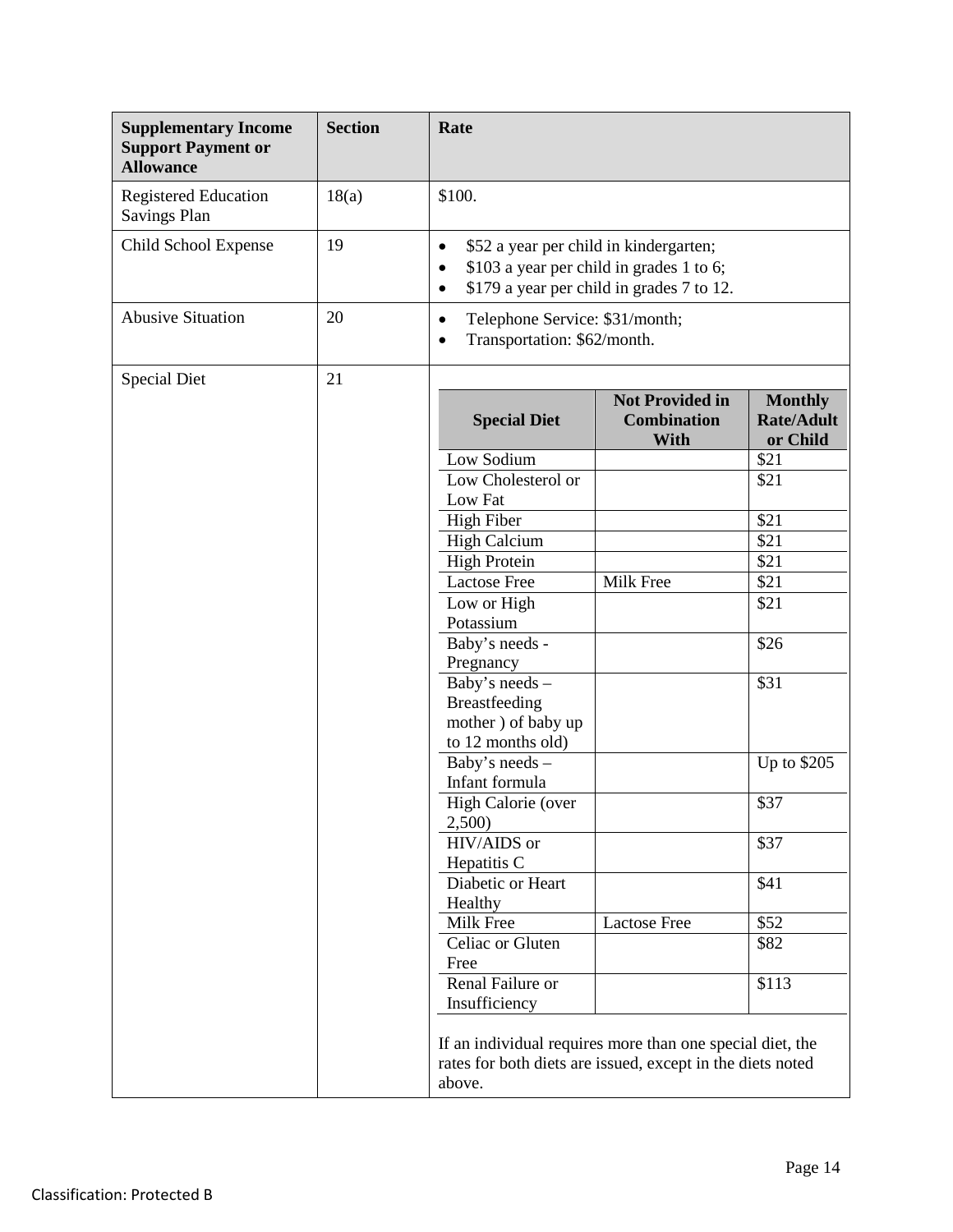| Supplementary Income Support Payment or Allowance | Section | Rate |
|---|---|---|
| Registered Education Savings Plan | 18(a) | $100. |
| Child School Expense | 19 | • $52 a year per child in kindergarten;<br>• $103 a year per child in grades 1 to 6;<br>• $179 a year per child in grades 7 to 12. |
| Abusive Situation | 20 | • Telephone Service: $31/month;<br>• Transportation: $62/month. |
| Special Diet | 21 | See table below |

| Special Diet | Not Provided in Combination With | Monthly Rate/Adult or Child |
|---|---|---|
| Low Sodium | | $21 |
| Low Cholesterol or Low Fat | | $21 |
| High Fiber | | $21 |
| High Calcium | | $21 |
| High Protein | | $21 |
| Lactose Free | Milk Free | $21 |
| Low or High Potassium | | $21 |
| Baby's needs - Pregnancy | | $26 |
| Baby's needs – Breastfeeding mother ) of baby up to 12 months old) | | $31 |
| Baby's needs – Infant formula | | Up to $205 |
| High Calorie (over 2,500) | | $37 |
| HIV/AIDS or Hepatitis C | | $37 |
| Diabetic or Heart Healthy | | $41 |
| Milk Free | Lactose Free | $52 |
| Celiac or Gluten Free | | $82 |
| Renal Failure or Insufficiency | | $113 |

If an individual requires more than one special diet, the rates for both diets are issued, except in the diets noted above.

Classification: Protected B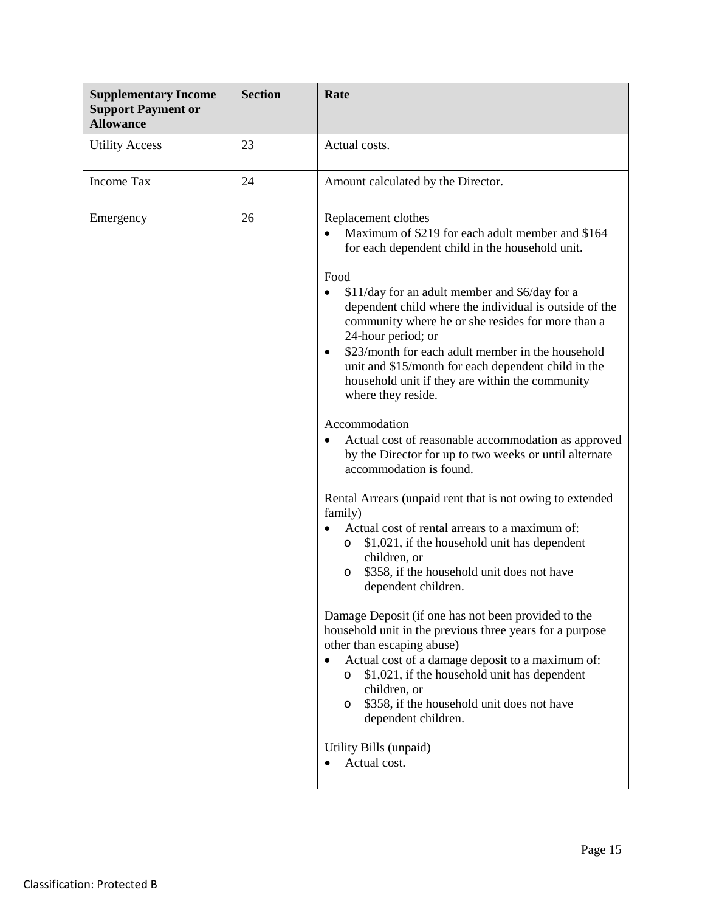| Supplementary Income Support Payment or Allowance | Section | Rate |
|---|---|---|
| Utility Access | 23 | Actual costs. |
| Income Tax | 24 | Amount calculated by the Director. |
| Emergency | 26 | Replacement clothes<br>• Maximum of $219 for each adult member and $164 for each dependent child in the household unit.<br><br>Food<br>• $11/day for an adult member and $6/day for a dependent child where the individual is outside of the community where he or she resides for more than a 24-hour period; or<br>• $23/month for each adult member in the household unit and $15/month for each dependent child in the household unit if they are within the community where they reside.<br><br>Accommodation<br>• Actual cost of reasonable accommodation as approved by the Director for up to two weeks or until alternate accommodation is found.<br><br>Rental Arrears (unpaid rent that is not owing to extended family)<br>• Actual cost of rental arrears to a maximum of:<br>&nbsp;&nbsp;&nbsp;&nbsp;o $1,021, if the household unit has dependent children, or<br>&nbsp;&nbsp;&nbsp;&nbsp;o $358, if the household unit does not have dependent children.<br><br>Damage Deposit (if one has not been provided to the household unit in the previous three years for a purpose other than escaping abuse)<br>• Actual cost of a damage deposit to a maximum of:<br>&nbsp;&nbsp;&nbsp;&nbsp;o $1,021, if the household unit has dependent children, or<br>&nbsp;&nbsp;&nbsp;&nbsp;o $358, if the household unit does not have dependent children.<br><br>Utility Bills (unpaid)<br>• Actual cost. |

Classification: Protected B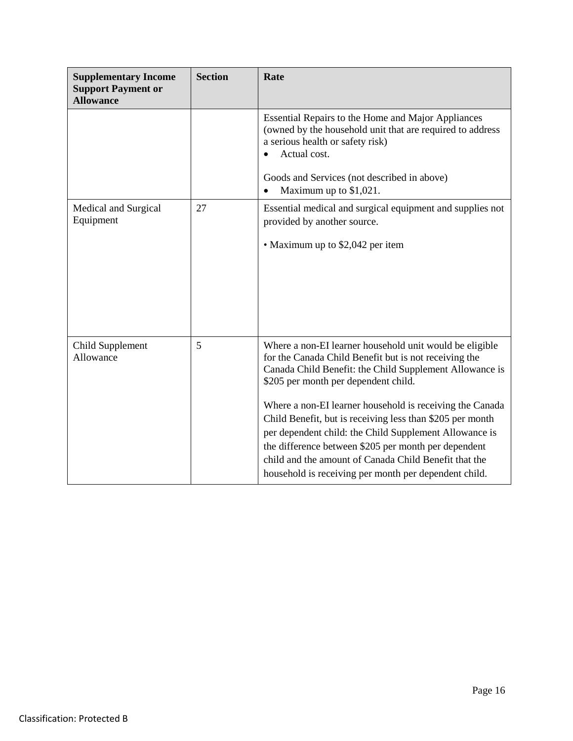| Supplementary Income Support Payment or Allowance | Section | Rate |
| --- | --- | --- |
| | | Essential Repairs to the Home and Major Appliances (owned by the household unit that are required to address a serious health or safety risk)<br>• Actual cost.<br><br>Goods and Services (not described in above)<br>• Maximum up to $1,021. |
| Medical and Surgical Equipment | 27 | Essential medical and surgical equipment and supplies not provided by another source.<br><br>• Maximum up to $2,042 per item |
| Child Supplement Allowance | 5 | Where a non-EI learner household unit would be eligible for the Canada Child Benefit but is not receiving the Canada Child Benefit: the Child Supplement Allowance is $205 per month per dependent child.<br><br>Where a non-EI learner household is receiving the Canada Child Benefit, but is receiving less than $205 per month per dependent child: the Child Supplement Allowance is the difference between $205 per month per dependent child and the amount of Canada Child Benefit that the household is receiving per month per dependent child. |

Classification: Protected B